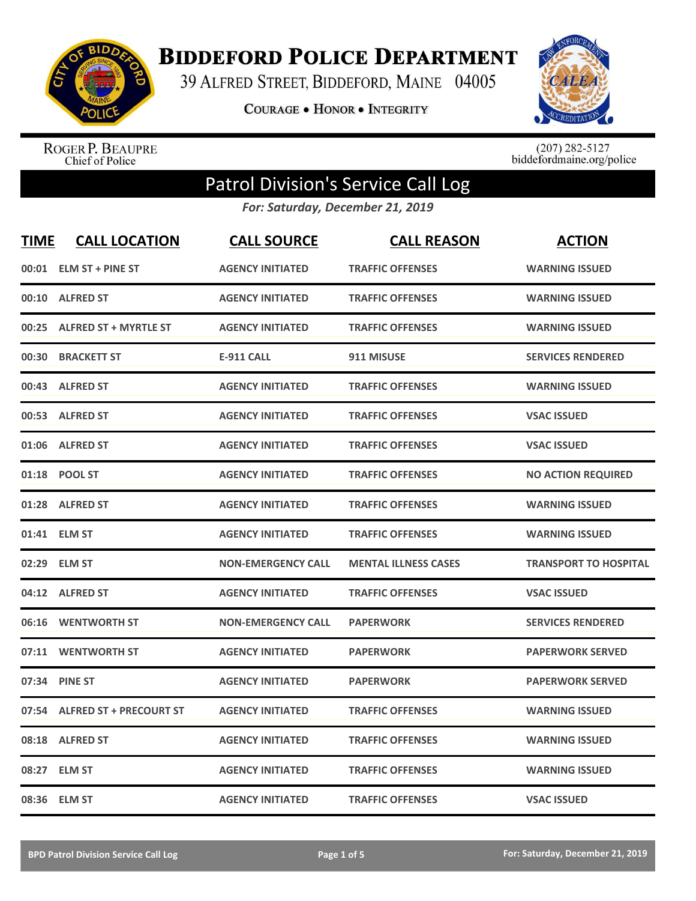# Biddeford Police Department

39 Alfred Street, Biddeford, Maine 04005

Courage • Honor • Integrity

Roger P. Beaupre
Chief of Police

(207) 282-5127
biddefordmaine.org/police

## Patrol Division's Service Call Log

*For: Saturday, December 21, 2019*

| TIME | CALL LOCATION | CALL SOURCE | CALL REASON | ACTION |
|---|---|---|---|---|
| 00:01 | ELM ST + PINE ST | AGENCY INITIATED | TRAFFIC OFFENSES | WARNING ISSUED |
| 00:10 | ALFRED ST | AGENCY INITIATED | TRAFFIC OFFENSES | WARNING ISSUED |
| 00:25 | ALFRED ST + MYRTLE ST | AGENCY INITIATED | TRAFFIC OFFENSES | WARNING ISSUED |
| 00:30 | BRACKETT ST | E-911 CALL | 911 MISUSE | SERVICES RENDERED |
| 00:43 | ALFRED ST | AGENCY INITIATED | TRAFFIC OFFENSES | WARNING ISSUED |
| 00:53 | ALFRED ST | AGENCY INITIATED | TRAFFIC OFFENSES | VSAC ISSUED |
| 01:06 | ALFRED ST | AGENCY INITIATED | TRAFFIC OFFENSES | VSAC ISSUED |
| 01:18 | POOL ST | AGENCY INITIATED | TRAFFIC OFFENSES | NO ACTION REQUIRED |
| 01:28 | ALFRED ST | AGENCY INITIATED | TRAFFIC OFFENSES | WARNING ISSUED |
| 01:41 | ELM ST | AGENCY INITIATED | TRAFFIC OFFENSES | WARNING ISSUED |
| 02:29 | ELM ST | NON-EMERGENCY CALL | MENTAL ILLNESS CASES | TRANSPORT TO HOSPITAL |
| 04:12 | ALFRED ST | AGENCY INITIATED | TRAFFIC OFFENSES | VSAC ISSUED |
| 06:16 | WENTWORTH ST | NON-EMERGENCY CALL | PAPERWORK | SERVICES RENDERED |
| 07:11 | WENTWORTH ST | AGENCY INITIATED | PAPERWORK | PAPERWORK SERVED |
| 07:34 | PINE ST | AGENCY INITIATED | PAPERWORK | PAPERWORK SERVED |
| 07:54 | ALFRED ST + PRECOURT ST | AGENCY INITIATED | TRAFFIC OFFENSES | WARNING ISSUED |
| 08:18 | ALFRED ST | AGENCY INITIATED | TRAFFIC OFFENSES | WARNING ISSUED |
| 08:27 | ELM ST | AGENCY INITIATED | TRAFFIC OFFENSES | WARNING ISSUED |
| 08:36 | ELM ST | AGENCY INITIATED | TRAFFIC OFFENSES | VSAC ISSUED |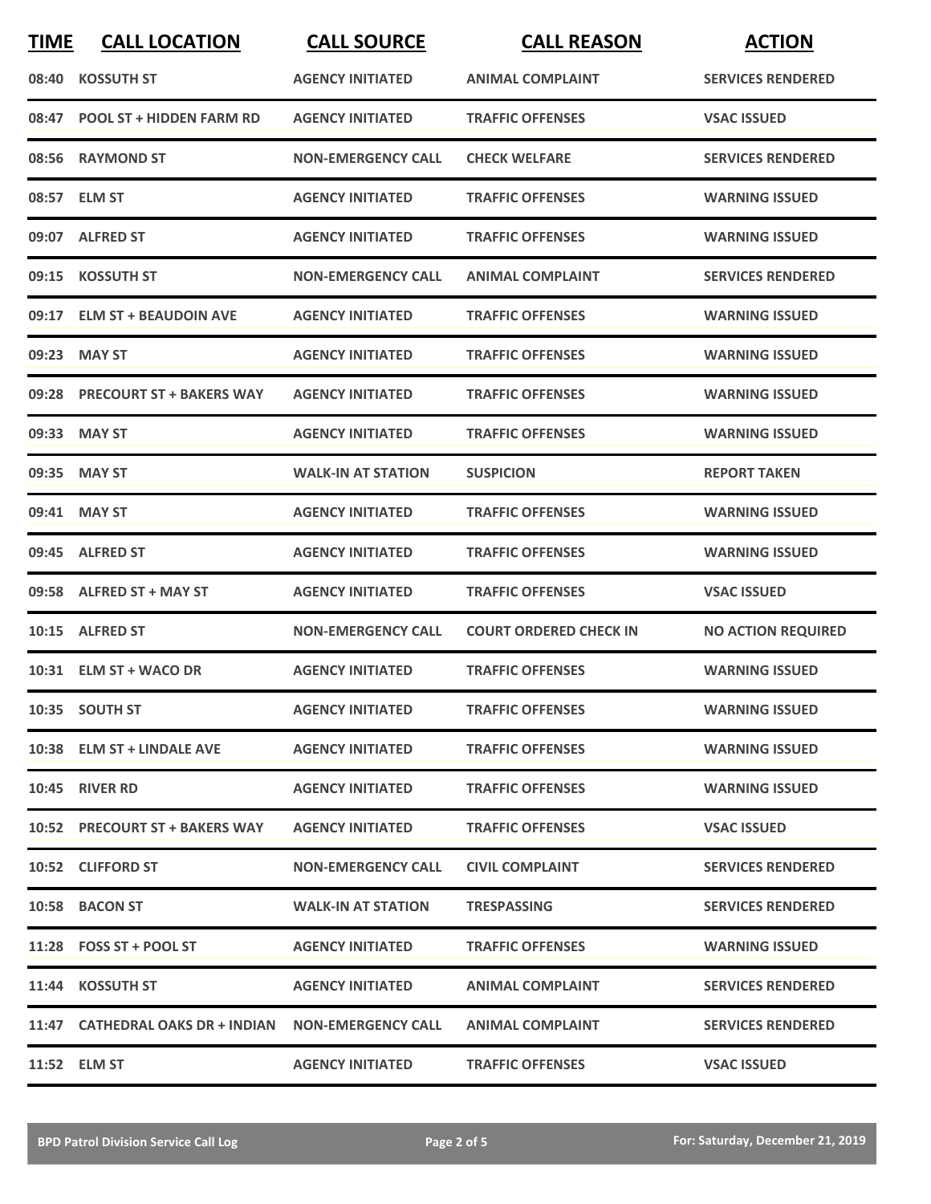| TIME | CALL LOCATION | CALL SOURCE | CALL REASON | ACTION |
|---|---|---|---|---|
| 08:40 | KOSSUTH ST | AGENCY INITIATED | ANIMAL COMPLAINT | SERVICES RENDERED |
| 08:47 | POOL ST + HIDDEN FARM RD | AGENCY INITIATED | TRAFFIC OFFENSES | VSAC ISSUED |
| 08:56 | RAYMOND ST | NON-EMERGENCY CALL | CHECK WELFARE | SERVICES RENDERED |
| 08:57 | ELM ST | AGENCY INITIATED | TRAFFIC OFFENSES | WARNING ISSUED |
| 09:07 | ALFRED ST | AGENCY INITIATED | TRAFFIC OFFENSES | WARNING ISSUED |
| 09:15 | KOSSUTH ST | NON-EMERGENCY CALL | ANIMAL COMPLAINT | SERVICES RENDERED |
| 09:17 | ELM ST + BEAUDOIN AVE | AGENCY INITIATED | TRAFFIC OFFENSES | WARNING ISSUED |
| 09:23 | MAY ST | AGENCY INITIATED | TRAFFIC OFFENSES | WARNING ISSUED |
| 09:28 | PRECOURT ST + BAKERS WAY | AGENCY INITIATED | TRAFFIC OFFENSES | WARNING ISSUED |
| 09:33 | MAY ST | AGENCY INITIATED | TRAFFIC OFFENSES | WARNING ISSUED |
| 09:35 | MAY ST | WALK-IN AT STATION | SUSPICION | REPORT TAKEN |
| 09:41 | MAY ST | AGENCY INITIATED | TRAFFIC OFFENSES | WARNING ISSUED |
| 09:45 | ALFRED ST | AGENCY INITIATED | TRAFFIC OFFENSES | WARNING ISSUED |
| 09:58 | ALFRED ST + MAY ST | AGENCY INITIATED | TRAFFIC OFFENSES | VSAC ISSUED |
| 10:15 | ALFRED ST | NON-EMERGENCY CALL | COURT ORDERED CHECK IN | NO ACTION REQUIRED |
| 10:31 | ELM ST + WACO DR | AGENCY INITIATED | TRAFFIC OFFENSES | WARNING ISSUED |
| 10:35 | SOUTH ST | AGENCY INITIATED | TRAFFIC OFFENSES | WARNING ISSUED |
| 10:38 | ELM ST + LINDALE AVE | AGENCY INITIATED | TRAFFIC OFFENSES | WARNING ISSUED |
| 10:45 | RIVER RD | AGENCY INITIATED | TRAFFIC OFFENSES | WARNING ISSUED |
| 10:52 | PRECOURT ST + BAKERS WAY | AGENCY INITIATED | TRAFFIC OFFENSES | VSAC ISSUED |
| 10:52 | CLIFFORD ST | NON-EMERGENCY CALL | CIVIL COMPLAINT | SERVICES RENDERED |
| 10:58 | BACON ST | WALK-IN AT STATION | TRESPASSING | SERVICES RENDERED |
| 11:28 | FOSS ST + POOL ST | AGENCY INITIATED | TRAFFIC OFFENSES | WARNING ISSUED |
| 11:44 | KOSSUTH ST | AGENCY INITIATED | ANIMAL COMPLAINT | SERVICES RENDERED |
| 11:47 | CATHEDRAL OAKS DR + INDIAN | NON-EMERGENCY CALL | ANIMAL COMPLAINT | SERVICES RENDERED |
| 11:52 | ELM ST | AGENCY INITIATED | TRAFFIC OFFENSES | VSAC ISSUED |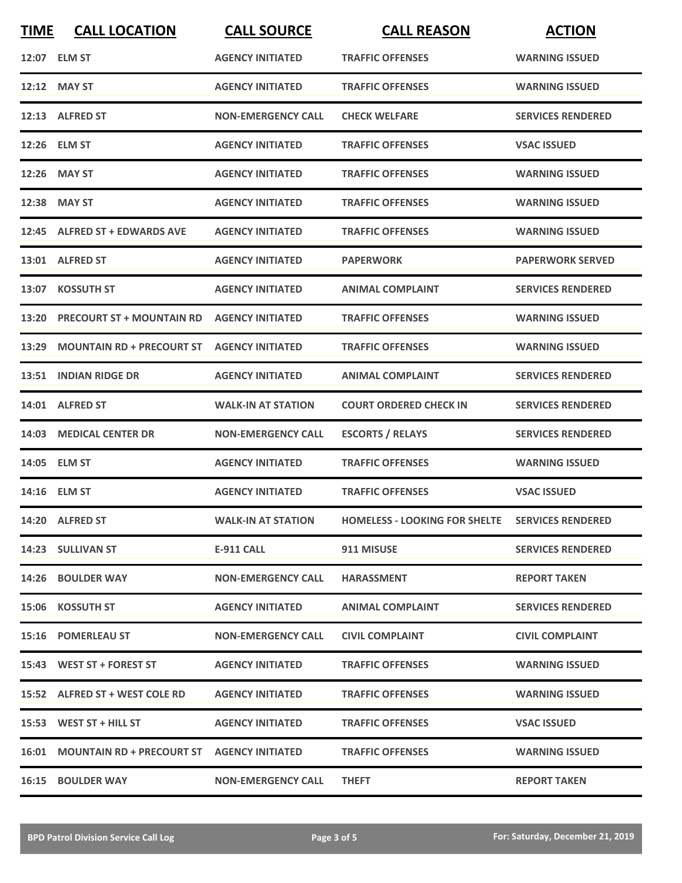| TIME | CALL LOCATION | CALL SOURCE | CALL REASON | ACTION |
|---|---|---|---|---|
| 12:07 | ELM ST | AGENCY INITIATED | TRAFFIC OFFENSES | WARNING ISSUED |
| 12:12 | MAY ST | AGENCY INITIATED | TRAFFIC OFFENSES | WARNING ISSUED |
| 12:13 | ALFRED ST | NON-EMERGENCY CALL | CHECK WELFARE | SERVICES RENDERED |
| 12:26 | ELM ST | AGENCY INITIATED | TRAFFIC OFFENSES | VSAC ISSUED |
| 12:26 | MAY ST | AGENCY INITIATED | TRAFFIC OFFENSES | WARNING ISSUED |
| 12:38 | MAY ST | AGENCY INITIATED | TRAFFIC OFFENSES | WARNING ISSUED |
| 12:45 | ALFRED ST + EDWARDS AVE | AGENCY INITIATED | TRAFFIC OFFENSES | WARNING ISSUED |
| 13:01 | ALFRED ST | AGENCY INITIATED | PAPERWORK | PAPERWORK SERVED |
| 13:07 | KOSSUTH ST | AGENCY INITIATED | ANIMAL COMPLAINT | SERVICES RENDERED |
| 13:20 | PRECOURT ST + MOUNTAIN RD | AGENCY INITIATED | TRAFFIC OFFENSES | WARNING ISSUED |
| 13:29 | MOUNTAIN RD + PRECOURT ST | AGENCY INITIATED | TRAFFIC OFFENSES | WARNING ISSUED |
| 13:51 | INDIAN RIDGE DR | AGENCY INITIATED | ANIMAL COMPLAINT | SERVICES RENDERED |
| 14:01 | ALFRED ST | WALK-IN AT STATION | COURT ORDERED CHECK IN | SERVICES RENDERED |
| 14:03 | MEDICAL CENTER DR | NON-EMERGENCY CALL | ESCORTS / RELAYS | SERVICES RENDERED |
| 14:05 | ELM ST | AGENCY INITIATED | TRAFFIC OFFENSES | WARNING ISSUED |
| 14:16 | ELM ST | AGENCY INITIATED | TRAFFIC OFFENSES | VSAC ISSUED |
| 14:20 | ALFRED ST | WALK-IN AT STATION | HOMELESS - LOOKING FOR SHELTE | SERVICES RENDERED |
| 14:23 | SULLIVAN ST | E-911 CALL | 911 MISUSE | SERVICES RENDERED |
| 14:26 | BOULDER WAY | NON-EMERGENCY CALL | HARASSMENT | REPORT TAKEN |
| 15:06 | KOSSUTH ST | AGENCY INITIATED | ANIMAL COMPLAINT | SERVICES RENDERED |
| 15:16 | POMERLEAU ST | NON-EMERGENCY CALL | CIVIL COMPLAINT | CIVIL COMPLAINT |
| 15:43 | WEST ST + FOREST ST | AGENCY INITIATED | TRAFFIC OFFENSES | WARNING ISSUED |
| 15:52 | ALFRED ST + WEST COLE RD | AGENCY INITIATED | TRAFFIC OFFENSES | WARNING ISSUED |
| 15:53 | WEST ST + HILL ST | AGENCY INITIATED | TRAFFIC OFFENSES | VSAC ISSUED |
| 16:01 | MOUNTAIN RD + PRECOURT ST | AGENCY INITIATED | TRAFFIC OFFENSES | WARNING ISSUED |
| 16:15 | BOULDER WAY | NON-EMERGENCY CALL | THEFT | REPORT TAKEN |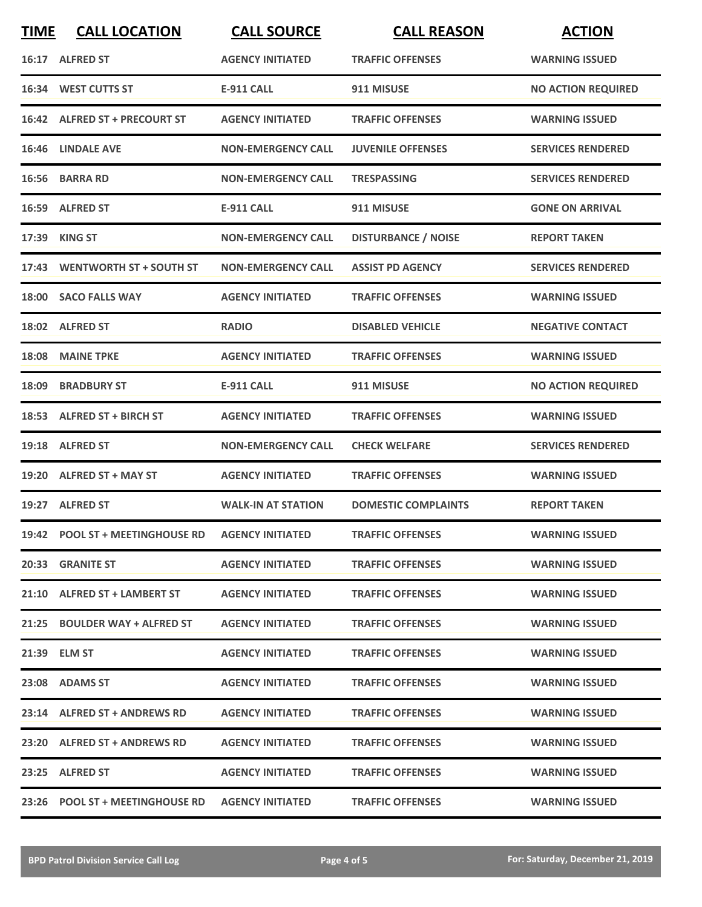| TIME | CALL LOCATION | CALL SOURCE | CALL REASON | ACTION |
|---|---|---|---|---|
| 16:17 | ALFRED ST | AGENCY INITIATED | TRAFFIC OFFENSES | WARNING ISSUED |
| 16:34 | WEST CUTTS ST | E-911 CALL | 911 MISUSE | NO ACTION REQUIRED |
| 16:42 | ALFRED ST + PRECOURT ST | AGENCY INITIATED | TRAFFIC OFFENSES | WARNING ISSUED |
| 16:46 | LINDALE AVE | NON-EMERGENCY CALL | JUVENILE OFFENSES | SERVICES RENDERED |
| 16:56 | BARRA RD | NON-EMERGENCY CALL | TRESPASSING | SERVICES RENDERED |
| 16:59 | ALFRED ST | E-911 CALL | 911 MISUSE | GONE ON ARRIVAL |
| 17:39 | KING ST | NON-EMERGENCY CALL | DISTURBANCE / NOISE | REPORT TAKEN |
| 17:43 | WENTWORTH ST + SOUTH ST | NON-EMERGENCY CALL | ASSIST PD AGENCY | SERVICES RENDERED |
| 18:00 | SACO FALLS WAY | AGENCY INITIATED | TRAFFIC OFFENSES | WARNING ISSUED |
| 18:02 | ALFRED ST | RADIO | DISABLED VEHICLE | NEGATIVE CONTACT |
| 18:08 | MAINE TPKE | AGENCY INITIATED | TRAFFIC OFFENSES | WARNING ISSUED |
| 18:09 | BRADBURY ST | E-911 CALL | 911 MISUSE | NO ACTION REQUIRED |
| 18:53 | ALFRED ST + BIRCH ST | AGENCY INITIATED | TRAFFIC OFFENSES | WARNING ISSUED |
| 19:18 | ALFRED ST | NON-EMERGENCY CALL | CHECK WELFARE | SERVICES RENDERED |
| 19:20 | ALFRED ST + MAY ST | AGENCY INITIATED | TRAFFIC OFFENSES | WARNING ISSUED |
| 19:27 | ALFRED ST | WALK-IN AT STATION | DOMESTIC COMPLAINTS | REPORT TAKEN |
| 19:42 | POOL ST + MEETINGHOUSE RD | AGENCY INITIATED | TRAFFIC OFFENSES | WARNING ISSUED |
| 20:33 | GRANITE ST | AGENCY INITIATED | TRAFFIC OFFENSES | WARNING ISSUED |
| 21:10 | ALFRED ST + LAMBERT ST | AGENCY INITIATED | TRAFFIC OFFENSES | WARNING ISSUED |
| 21:25 | BOULDER WAY + ALFRED ST | AGENCY INITIATED | TRAFFIC OFFENSES | WARNING ISSUED |
| 21:39 | ELM ST | AGENCY INITIATED | TRAFFIC OFFENSES | WARNING ISSUED |
| 23:08 | ADAMS ST | AGENCY INITIATED | TRAFFIC OFFENSES | WARNING ISSUED |
| 23:14 | ALFRED ST + ANDREWS RD | AGENCY INITIATED | TRAFFIC OFFENSES | WARNING ISSUED |
| 23:20 | ALFRED ST + ANDREWS RD | AGENCY INITIATED | TRAFFIC OFFENSES | WARNING ISSUED |
| 23:25 | ALFRED ST | AGENCY INITIATED | TRAFFIC OFFENSES | WARNING ISSUED |
| 23:26 | POOL ST + MEETINGHOUSE RD | AGENCY INITIATED | TRAFFIC OFFENSES | WARNING ISSUED |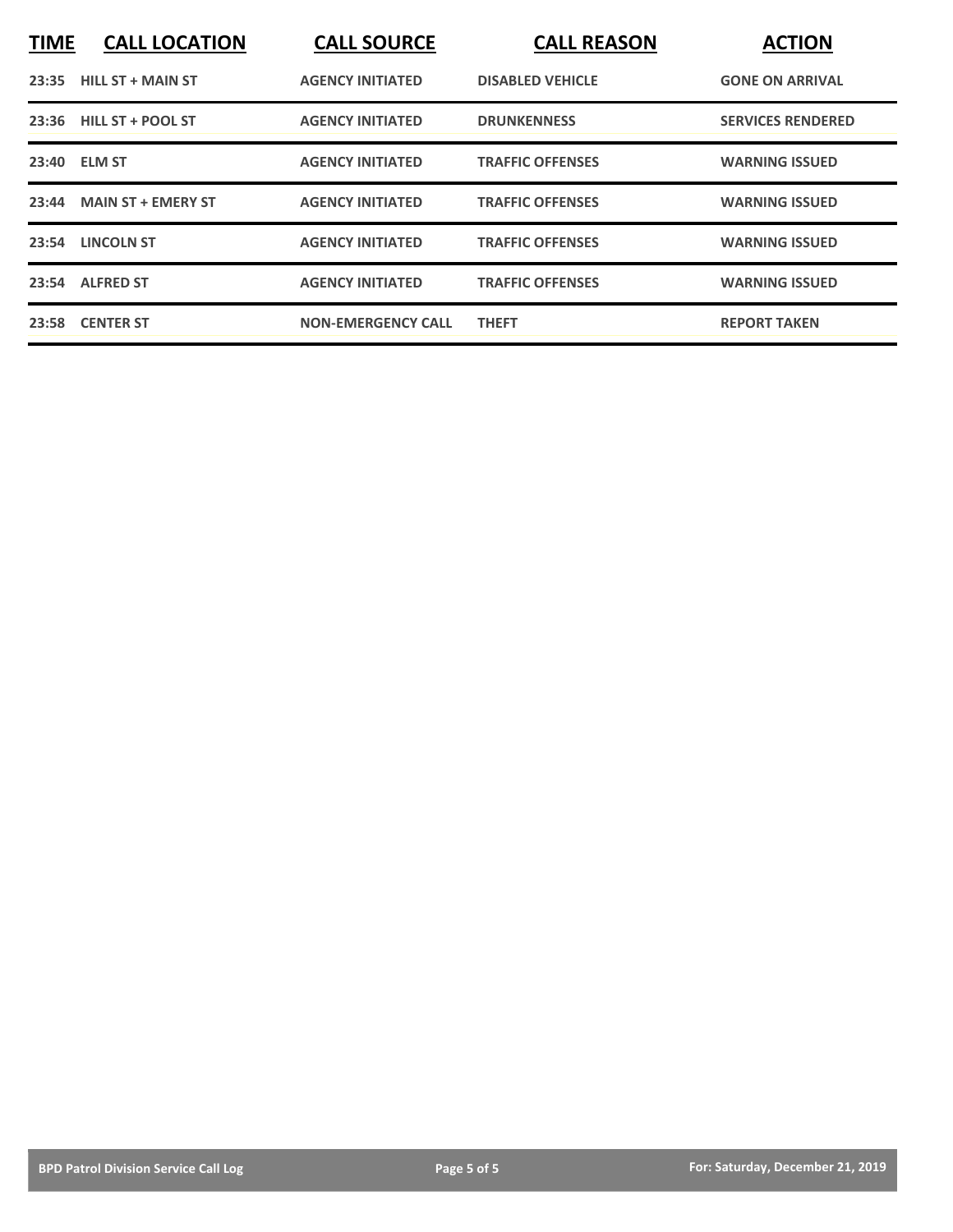| TIME | CALL LOCATION | CALL SOURCE | CALL REASON | ACTION |
|---|---|---|---|---|
| 23:35 | HILL ST + MAIN ST | AGENCY INITIATED | DISABLED VEHICLE | GONE ON ARRIVAL |
| 23:36 | HILL ST + POOL ST | AGENCY INITIATED | DRUNKENNESS | SERVICES RENDERED |
| 23:40 | ELM ST | AGENCY INITIATED | TRAFFIC OFFENSES | WARNING ISSUED |
| 23:44 | MAIN ST + EMERY ST | AGENCY INITIATED | TRAFFIC OFFENSES | WARNING ISSUED |
| 23:54 | LINCOLN ST | AGENCY INITIATED | TRAFFIC OFFENSES | WARNING ISSUED |
| 23:54 | ALFRED ST | AGENCY INITIATED | TRAFFIC OFFENSES | WARNING ISSUED |
| 23:58 | CENTER ST | NON-EMERGENCY CALL | THEFT | REPORT TAKEN |